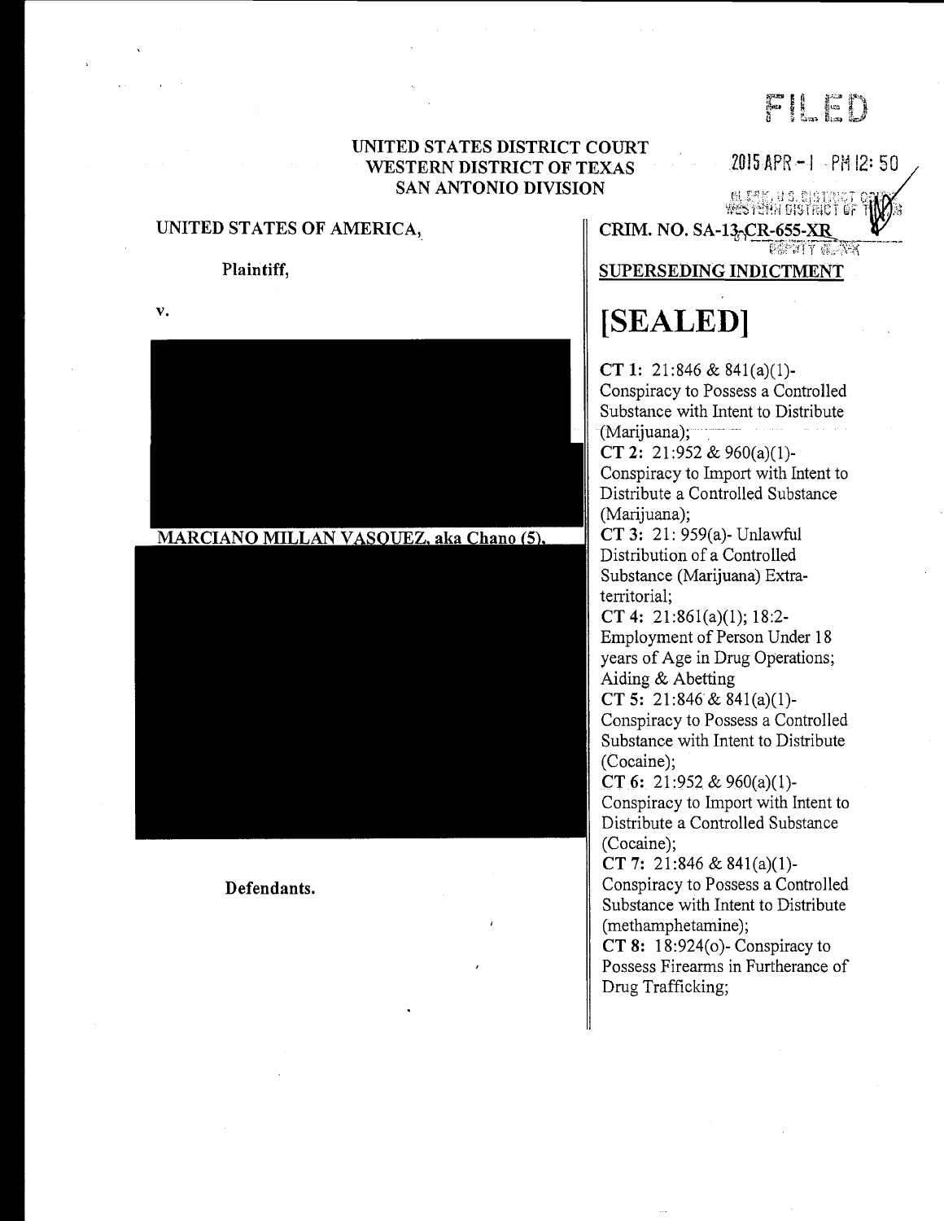FILED

2015 APR -1 PM 12:50

CLERK, U.S. DISTRICT COURT
WESTERN DISTRICT OF TEXAS
DEPUTY CLERK

**UNITED STATES DISTRICT COURT**
**WESTERN DISTRICT OF TEXAS**
**SAN ANTONIO DIVISION**

**UNITED STATES OF AMERICA,**

**Plaintiff,**

v.

**MARCIANO MILLAN VASQUEZ, aka Chano (5),**

**Defendants.**

**CRIM. NO. SA-13-CR-655-XR**

**SUPERSEDING INDICTMENT**

# [SEALED]

**CT 1:** 21:846 & 841(a)(1)- Conspiracy to Possess a Controlled Substance with Intent to Distribute (Marijuana);

**CT 2:** 21:952 & 960(a)(1)- Conspiracy to Import with Intent to Distribute a Controlled Substance (Marijuana);

**CT 3:** 21: 959(a)- Unlawful Distribution of a Controlled Substance (Marijuana) Extra-territorial;

**CT 4:** 21:861(a)(1); 18:2- Employment of Person Under 18 years of Age in Drug Operations; Aiding & Abetting

**CT 5:** 21:846 & 841(a)(1)- Conspiracy to Possess a Controlled Substance with Intent to Distribute (Cocaine);

**CT 6:** 21:952 & 960(a)(1)- Conspiracy to Import with Intent to Distribute a Controlled Substance (Cocaine);

**CT 7:** 21:846 & 841(a)(1)- Conspiracy to Possess a Controlled Substance with Intent to Distribute (methamphetamine);

**CT 8:** 18:924(o)- Conspiracy to Possess Firearms in Furtherance of Drug Trafficking;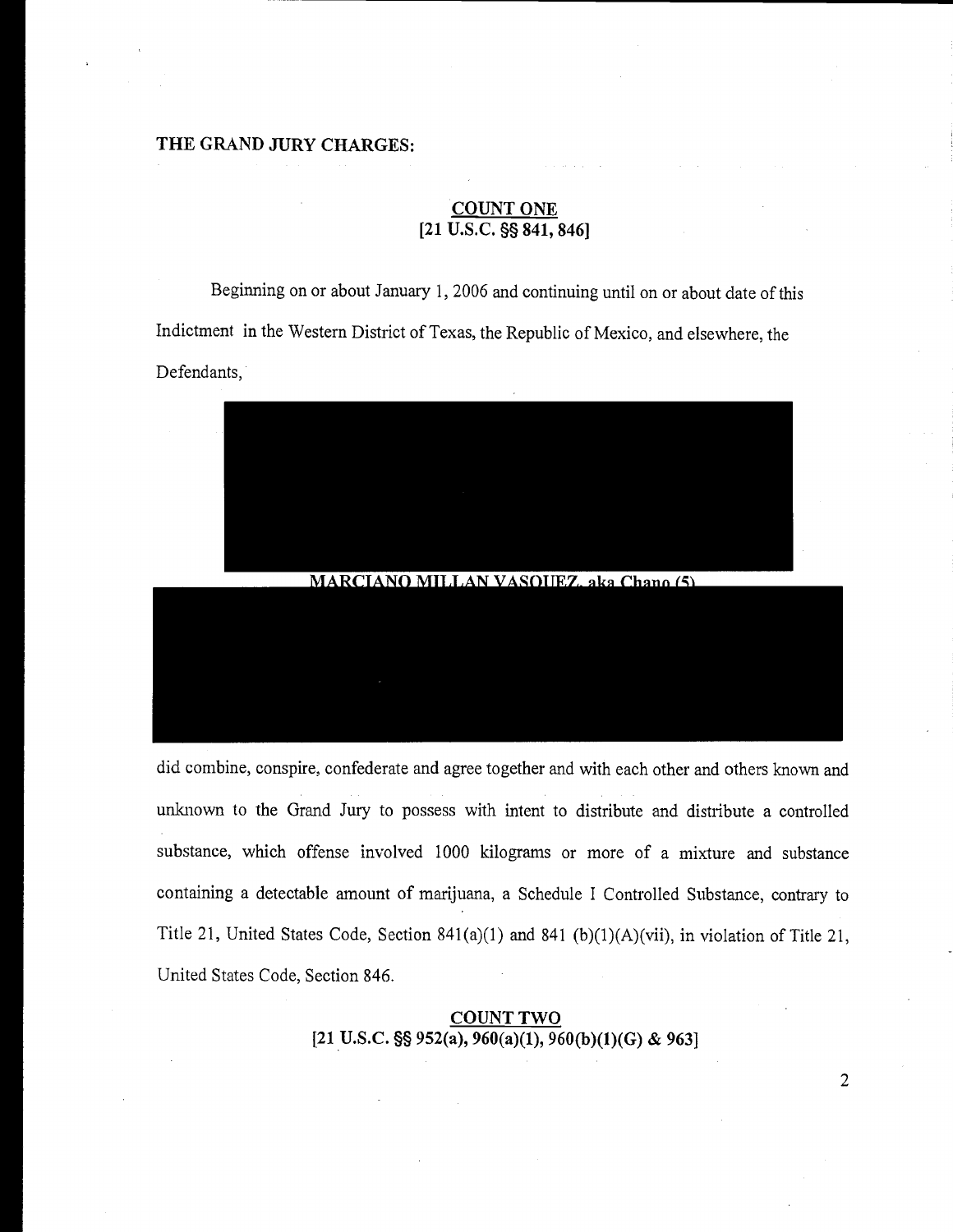**THE GRAND JURY CHARGES:**

**COUNT ONE**
**[21 U.S.C. §§ 841, 846]**

Beginning on or about January 1, 2006 and continuing until on or about date of this Indictment in the Western District of Texas, the Republic of Mexico, and elsewhere, the Defendants,

**MARCIANO MILLAN VASQUEZ, aka Chano (5)**

did combine, conspire, confederate and agree together and with each other and others known and unknown to the Grand Jury to possess with intent to distribute and distribute a controlled substance, which offense involved 1000 kilograms or more of a mixture and substance containing a detectable amount of marijuana, a Schedule I Controlled Substance, contrary to Title 21, United States Code, Section 841(a)(1) and 841 (b)(1)(A)(vii), in violation of Title 21, United States Code, Section 846.

**COUNT TWO**
**[21 U.S.C. §§ 952(a), 960(a)(1), 960(b)(1)(G) & 963]**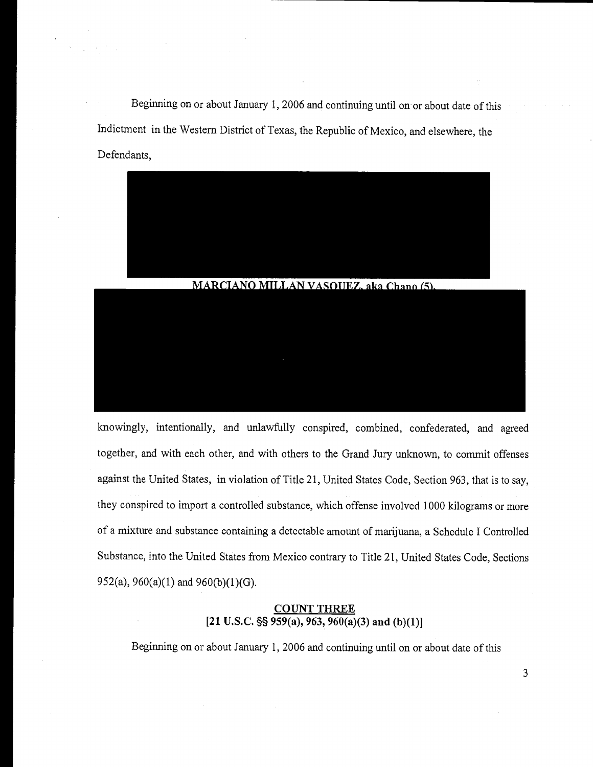Beginning on or about January 1, 2006 and continuing until on or about date of this Indictment in the Western District of Texas, the Republic of Mexico, and elsewhere, the Defendants,

**MARCIANO MILLAN VASQUEZ, aka Chano (5),**

knowingly, intentionally, and unlawfully conspired, combined, confederated, and agreed together, and with each other, and with others to the Grand Jury unknown, to commit offenses against the United States, in violation of Title 21, United States Code, Section 963, that is to say, they conspired to import a controlled substance, which offense involved 1000 kilograms or more of a mixture and substance containing a detectable amount of marijuana, a Schedule I Controlled Substance, into the United States from Mexico contrary to Title 21, United States Code, Sections 952(a), 960(a)(1) and 960(b)(1)(G).

## COUNT THREE
**[21 U.S.C. §§ 959(a), 963, 960(a)(3) and (b)(1)]**

Beginning on or about January 1, 2006 and continuing until on or about date of this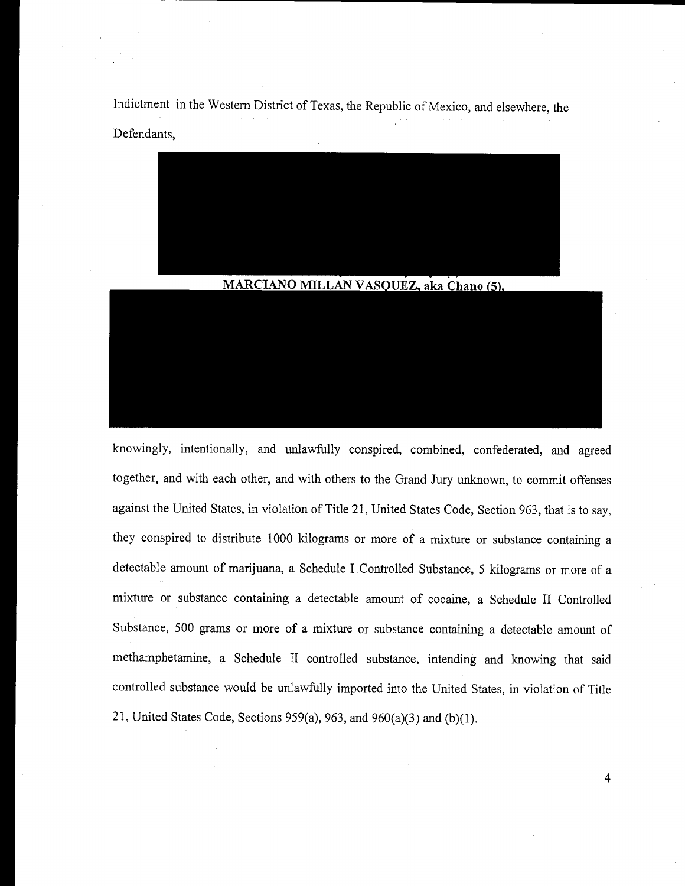Indictment in the Western District of Texas, the Republic of Mexico, and elsewhere, the Defendants,

**MARCIANO MILLAN VASQUEZ, aka Chano (5),**

knowingly, intentionally, and unlawfully conspired, combined, confederated, and agreed together, and with each other, and with others to the Grand Jury unknown, to commit offenses against the United States, in violation of Title 21, United States Code, Section 963, that is to say, they conspired to distribute 1000 kilograms or more of a mixture or substance containing a detectable amount of marijuana, a Schedule I Controlled Substance, 5 kilograms or more of a mixture or substance containing a detectable amount of cocaine, a Schedule II Controlled Substance, 500 grams or more of a mixture or substance containing a detectable amount of methamphetamine, a Schedule II controlled substance, intending and knowing that said controlled substance would be unlawfully imported into the United States, in violation of Title 21, United States Code, Sections 959(a), 963, and 960(a)(3) and (b)(1).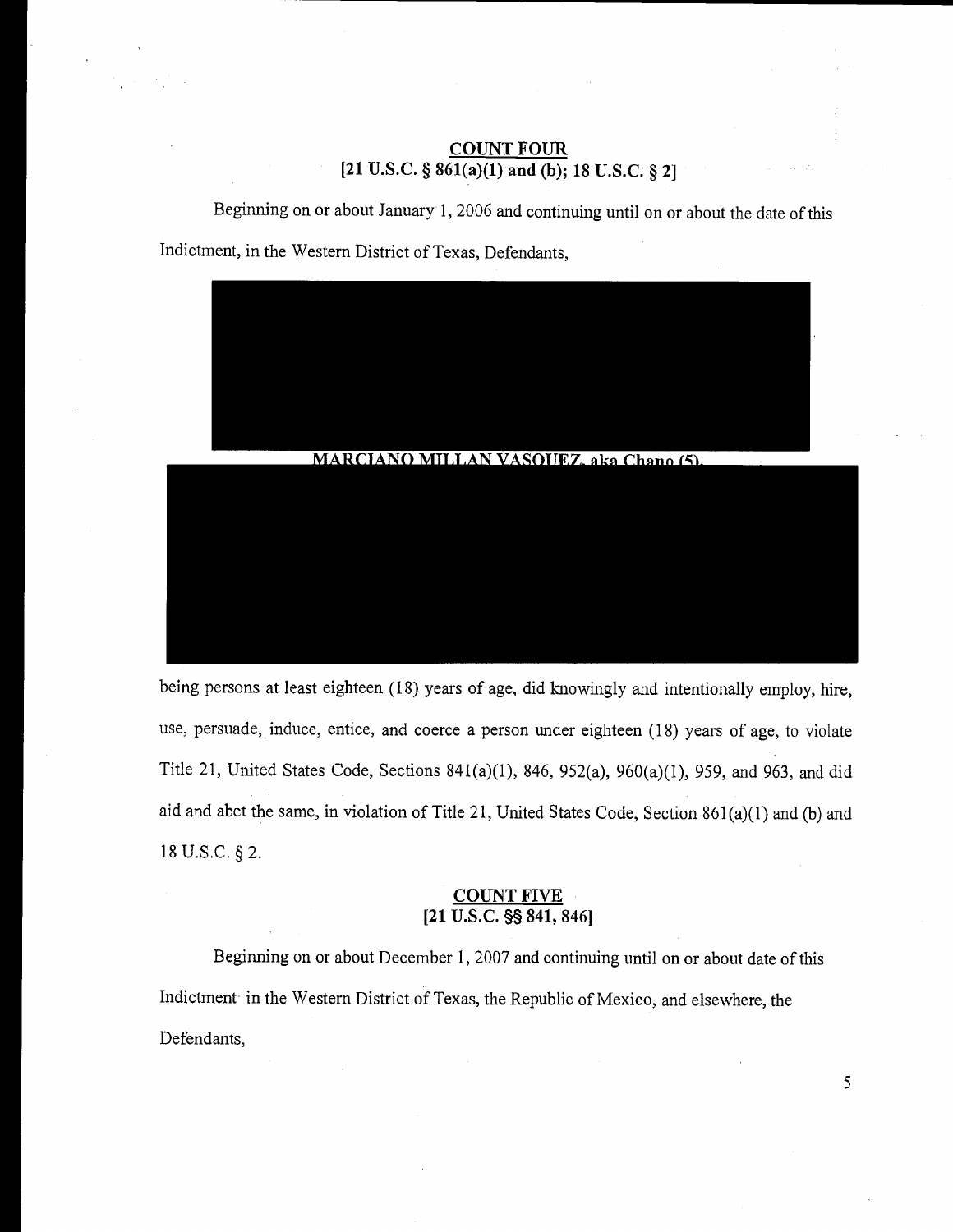## COUNT FOUR
**[21 U.S.C. § 861(a)(1) and (b); 18 U.S.C. § 2]**

Beginning on or about January 1, 2006 and continuing until on or about the date of this Indictment, in the Western District of Texas, Defendants,

**MARCIANO MILLAN VASQUEZ, aka Chano (5),**

being persons at least eighteen (18) years of age, did knowingly and intentionally employ, hire, use, persuade, induce, entice, and coerce a person under eighteen (18) years of age, to violate Title 21, United States Code, Sections 841(a)(1), 846, 952(a), 960(a)(1), 959, and 963, and did aid and abet the same, in violation of Title 21, United States Code, Section 861(a)(1) and (b) and 18 U.S.C. § 2.

## COUNT FIVE
**[21 U.S.C. §§ 841, 846]**

Beginning on or about December 1, 2007 and continuing until on or about date of this Indictment in the Western District of Texas, the Republic of Mexico, and elsewhere, the Defendants,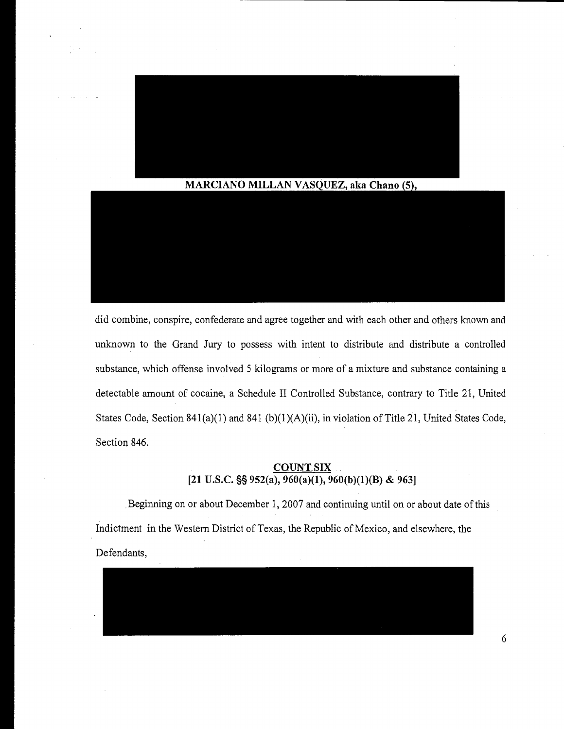**MARCIANO MILLAN VASQUEZ, aka Chano (5),**

did combine, conspire, confederate and agree together and with each other and others known and unknown to the Grand Jury to possess with intent to distribute and distribute a controlled substance, which offense involved 5 kilograms or more of a mixture and substance containing a detectable amount of cocaine, a Schedule II Controlled Substance, contrary to Title 21, United States Code, Section 841(a)(1) and 841 (b)(1)(A)(ii), in violation of Title 21, United States Code, Section 846.

**COUNT SIX**
**[21 U.S.C. §§ 952(a), 960(a)(1), 960(b)(1)(B) & 963]**

Beginning on or about December 1, 2007 and continuing until on or about date of this Indictment in the Western District of Texas, the Republic of Mexico, and elsewhere, the Defendants,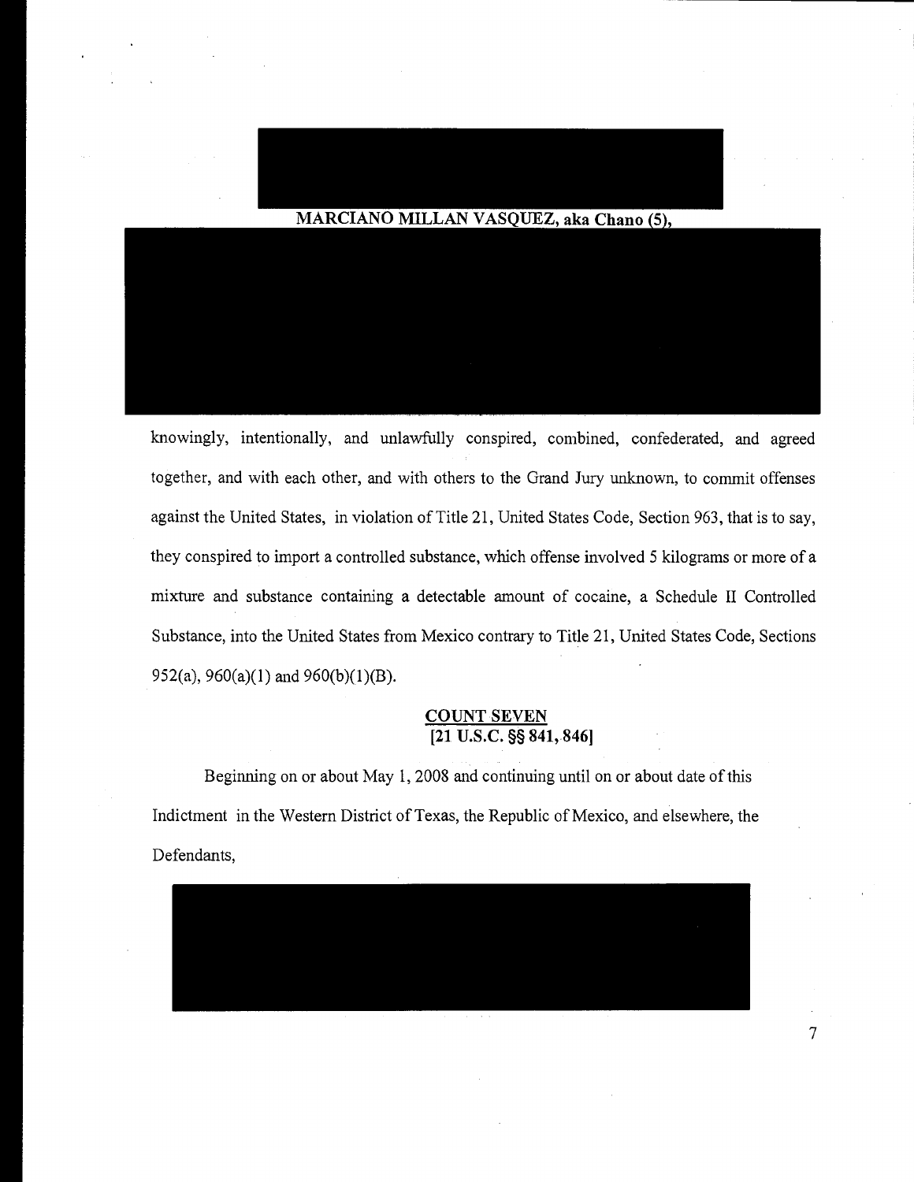**MARCIANO MILLAN VASQUEZ, aka Chano (5),**

knowingly, intentionally, and unlawfully conspired, combined, confederated, and agreed together, and with each other, and with others to the Grand Jury unknown, to commit offenses against the United States, in violation of Title 21, United States Code, Section 963, that is to say, they conspired to import a controlled substance, which offense involved 5 kilograms or more of a mixture and substance containing a detectable amount of cocaine, a Schedule II Controlled Substance, into the United States from Mexico contrary to Title 21, United States Code, Sections 952(a), 960(a)(1) and 960(b)(1)(B).

## COUNT SEVEN
## [21 U.S.C. §§ 841, 846]

Beginning on or about May 1, 2008 and continuing until on or about date of this Indictment in the Western District of Texas, the Republic of Mexico, and elsewhere, the Defendants,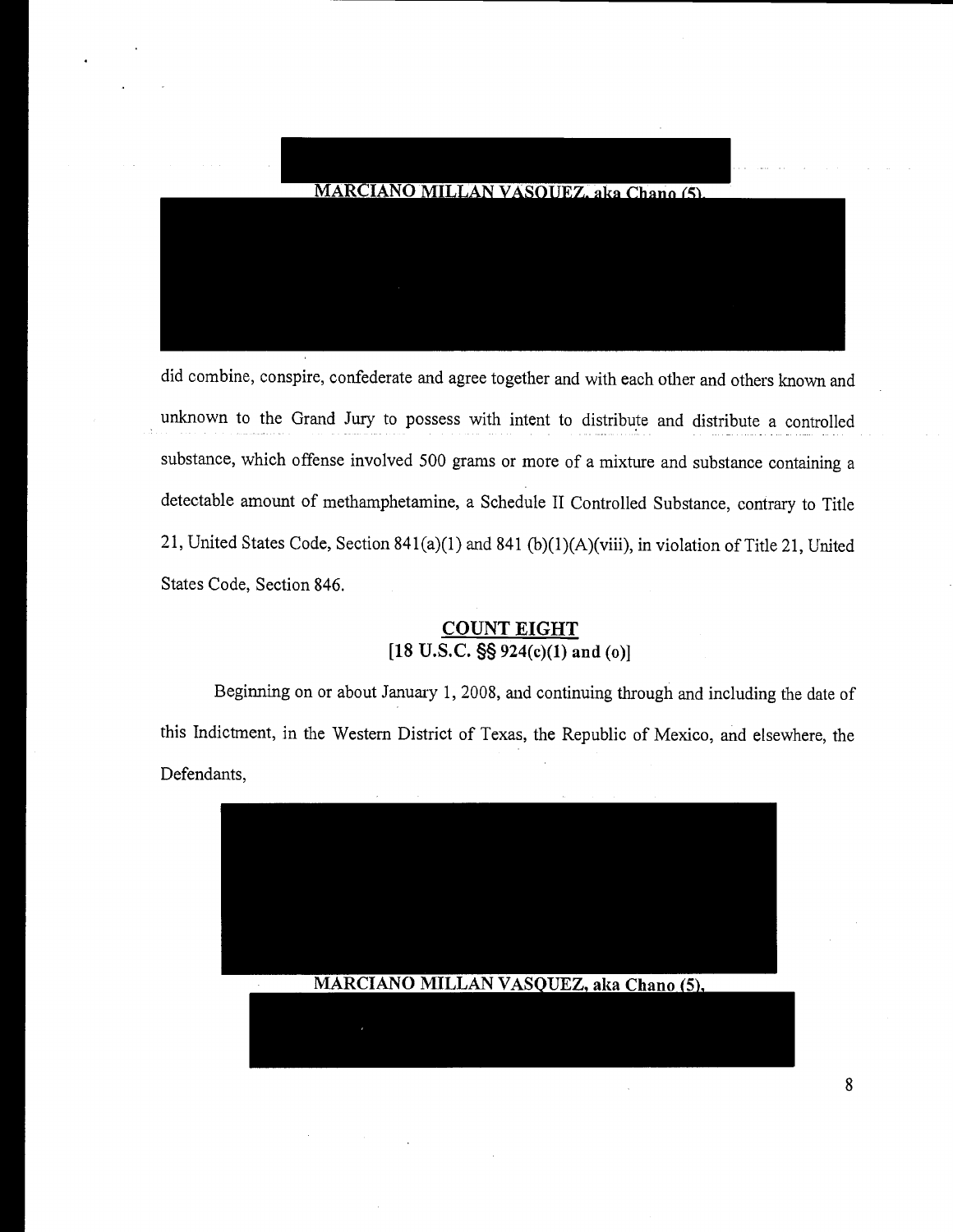MARCIANO MILLAN VASQUEZ, aka Chano (5),

did combine, conspire, confederate and agree together and with each other and others known and unknown to the Grand Jury to possess with intent to distribute and distribute a controlled substance, which offense involved 500 grams or more of a mixture and substance containing a detectable amount of methamphetamine, a Schedule II Controlled Substance, contrary to Title 21, United States Code, Section 841(a)(1) and 841 (b)(1)(A)(viii), in violation of Title 21, United States Code, Section 846.

## COUNT EIGHT
## [18 U.S.C. §§ 924(c)(1) and (o)]

Beginning on or about January 1, 2008, and continuing through and including the date of this Indictment, in the Western District of Texas, the Republic of Mexico, and elsewhere, the Defendants,

MARCIANO MILLAN VASQUEZ, aka Chano (5),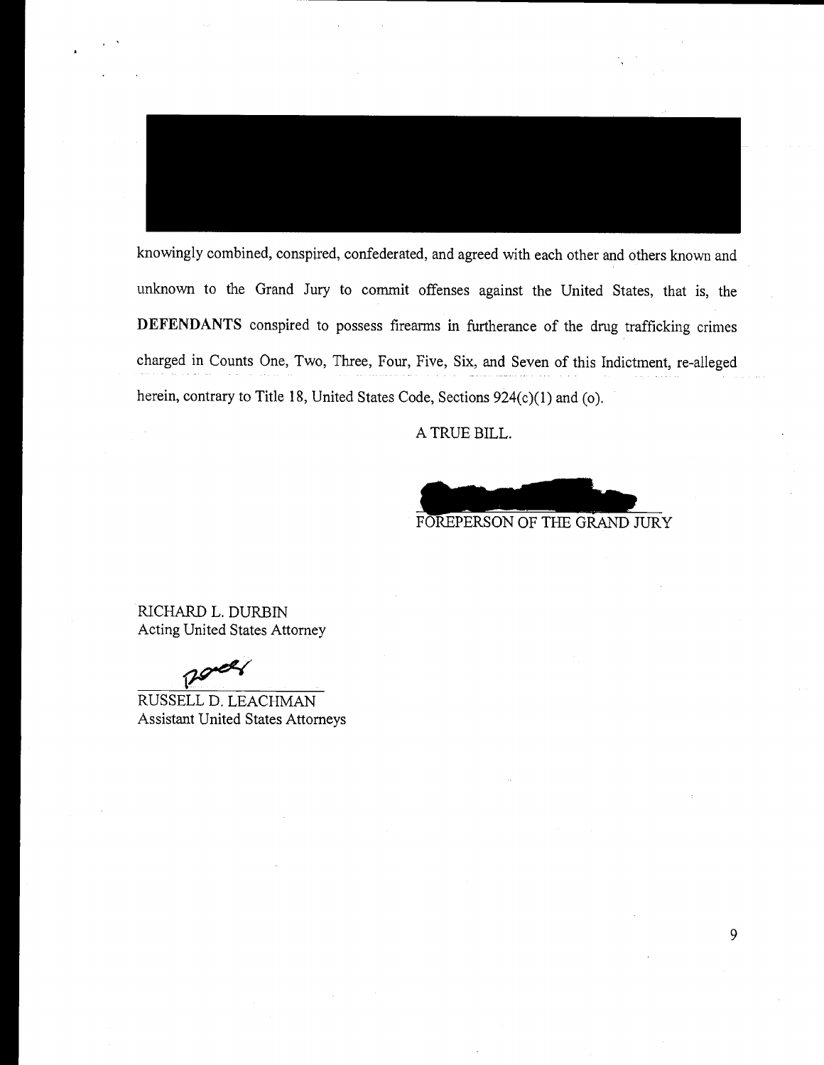knowingly combined, conspired, confederated, and agreed with each other and others known and unknown to the Grand Jury to commit offenses against the United States, that is, the **DEFENDANTS** conspired to possess firearms in furtherance of the drug trafficking crimes charged in Counts One, Two, Three, Four, Five, Six, and Seven of this Indictment, re-alleged herein, contrary to Title 18, United States Code, Sections 924(c)(1) and (o).

A TRUE BILL.

FOREPERSON OF THE GRAND JURY

RICHARD L. DURBIN
Acting United States Attorney

RUSSELL D. LEACHMAN
Assistant United States Attorneys